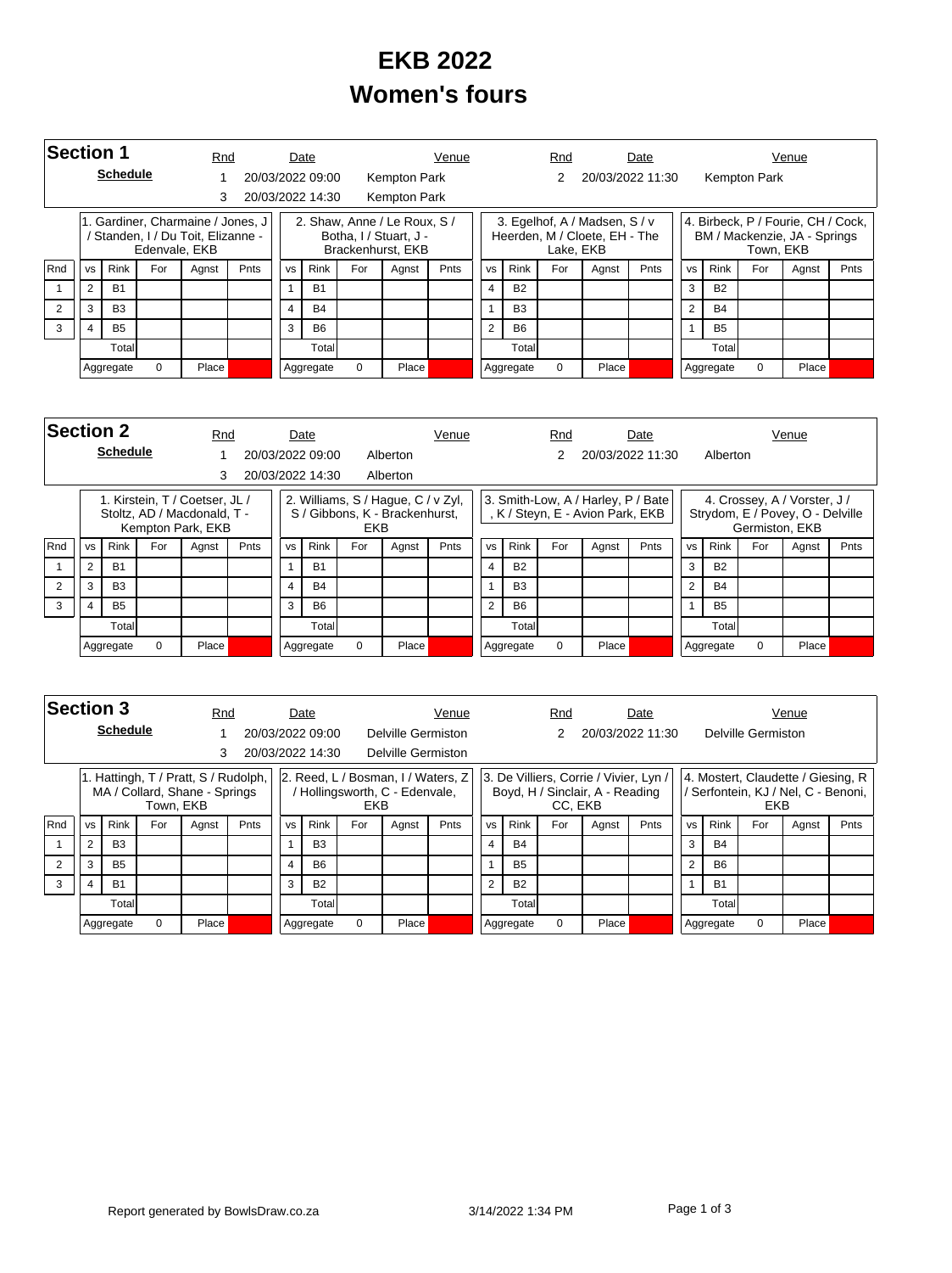# EKB 2022
# Women's fours

## Section 1

**Schedule**

| Rnd | Date | Venue |
|---|---|---|
| 1 | 20/03/2022 09:00 | Kempton Park |
| 2 | 20/03/2022 11:30 | Kempton Park |
| 3 | 20/03/2022 14:30 | Kempton Park |

**1. Gardiner, Charmaine / Jones, J / Standen, I / Du Toit, Elizanne - Edenvale, EKB**

| Rnd | vs | Rink | For | Agnst | Pnts |
|---|---|---|---|---|---|
| 1 | 2 | B1 | | | |
| 2 | 3 | B3 | | | |
| 3 | 4 | B5 | | | |
| | | Total | | | |
| | Aggregate | | 0 | Place | |

**2. Shaw, Anne / Le Roux, S / Botha, I / Stuart, J - Brackenhurst, EKB**

| Rnd | vs | Rink | For | Agnst | Pnts |
|---|---|---|---|---|---|
| 1 | 1 | B1 | | | |
| 2 | 4 | B4 | | | |
| 3 | 3 | B6 | | | |
| | | Total | | | |
| | Aggregate | | 0 | Place | |

**3. Egelhof, A / Madsen, S / v Heerden, M / Cloete, EH - The Lake, EKB**

| Rnd | vs | Rink | For | Agnst | Pnts |
|---|---|---|---|---|---|
| 1 | 4 | B2 | | | |
| 2 | 1 | B3 | | | |
| 3 | 2 | B6 | | | |
| | | Total | | | |
| | Aggregate | | 0 | Place | |

**4. Birbeck, P / Fourie, CH / Cock, BM / Mackenzie, JA - Springs Town, EKB**

| Rnd | vs | Rink | For | Agnst | Pnts |
|---|---|---|---|---|---|
| 1 | 3 | B2 | | | |
| 2 | 2 | B4 | | | |
| 3 | 1 | B5 | | | |
| | | Total | | | |
| | Aggregate | | 0 | Place | |

## Section 2

**Schedule**

| Rnd | Date | Venue |
|---|---|---|
| 1 | 20/03/2022 09:00 | Alberton |
| 2 | 20/03/2022 11:30 | Alberton |
| 3 | 20/03/2022 14:30 | Alberton |

**1. Kirstein, T / Coetser, JL / Stoltz, AD / Macdonald, T - Kempton Park, EKB**

| Rnd | vs | Rink | For | Agnst | Pnts |
|---|---|---|---|---|---|
| 1 | 2 | B1 | | | |
| 2 | 3 | B3 | | | |
| 3 | 4 | B5 | | | |
| | | Total | | | |
| | Aggregate | | 0 | Place | |

**2. Williams, S / Hague, C / v Zyl, S / Gibbons, K - Brackenhurst, EKB**

| Rnd | vs | Rink | For | Agnst | Pnts |
|---|---|---|---|---|---|
| 1 | 1 | B1 | | | |
| 2 | 4 | B4 | | | |
| 3 | 3 | B6 | | | |
| | | Total | | | |
| | Aggregate | | 0 | Place | |

**3. Smith-Low, A / Harley, P / Bate, K / Steyn, E - Avion Park, EKB**

| Rnd | vs | Rink | For | Agnst | Pnts |
|---|---|---|---|---|---|
| 1 | 4 | B2 | | | |
| 2 | 1 | B3 | | | |
| 3 | 2 | B6 | | | |
| | | Total | | | |
| | Aggregate | | 0 | Place | |

**4. Crossey, A / Vorster, J / Strydom, E / Povey, O - Delville Germiston, EKB**

| Rnd | vs | Rink | For | Agnst | Pnts |
|---|---|---|---|---|---|
| 1 | 3 | B2 | | | |
| 2 | 2 | B4 | | | |
| 3 | 1 | B5 | | | |
| | | Total | | | |
| | Aggregate | | 0 | Place | |

## Section 3

**Schedule**

| Rnd | Date | Venue |
|---|---|---|
| 1 | 20/03/2022 09:00 | Delville Germiston |
| 2 | 20/03/2022 11:30 | Delville Germiston |
| 3 | 20/03/2022 14:30 | Delville Germiston |

**1. Hattingh, T / Pratt, S / Rudolph, MA / Collard, Shane - Springs Town, EKB**

| Rnd | vs | Rink | For | Agnst | Pnts |
|---|---|---|---|---|---|
| 1 | 2 | B3 | | | |
| 2 | 3 | B5 | | | |
| 3 | 4 | B1 | | | |
| | | Total | | | |
| | Aggregate | | 0 | Place | |

**2. Reed, L / Bosman, I / Waters, Z / Hollingsworth, C - Edenvale, EKB**

| Rnd | vs | Rink | For | Agnst | Pnts |
|---|---|---|---|---|---|
| 1 | 1 | B3 | | | |
| 2 | 4 | B6 | | | |
| 3 | 3 | B2 | | | |
| | | Total | | | |
| | Aggregate | | 0 | Place | |

**3. De Villiers, Corrie / Vivier, Lyn / Boyd, H / Sinclair, A - Reading CC, EKB**

| Rnd | vs | Rink | For | Agnst | Pnts |
|---|---|---|---|---|---|
| 1 | 4 | B4 | | | |
| 2 | 1 | B5 | | | |
| 3 | 2 | B2 | | | |
| | | Total | | | |
| | Aggregate | | 0 | Place | |

**4. Mostert, Claudette / Giesing, R / Serfontein, KJ / Nel, C - Benoni, EKB**

| Rnd | vs | Rink | For | Agnst | Pnts |
|---|---|---|---|---|---|
| 1 | 3 | B4 | | | |
| 2 | 2 | B6 | | | |
| 3 | 1 | B1 | | | |
| | | Total | | | |
| | Aggregate | | 0 | Place | |

Report generated by BowlsDraw.co.za &nbsp;&nbsp;&nbsp; 3/14/2022 1:34 PM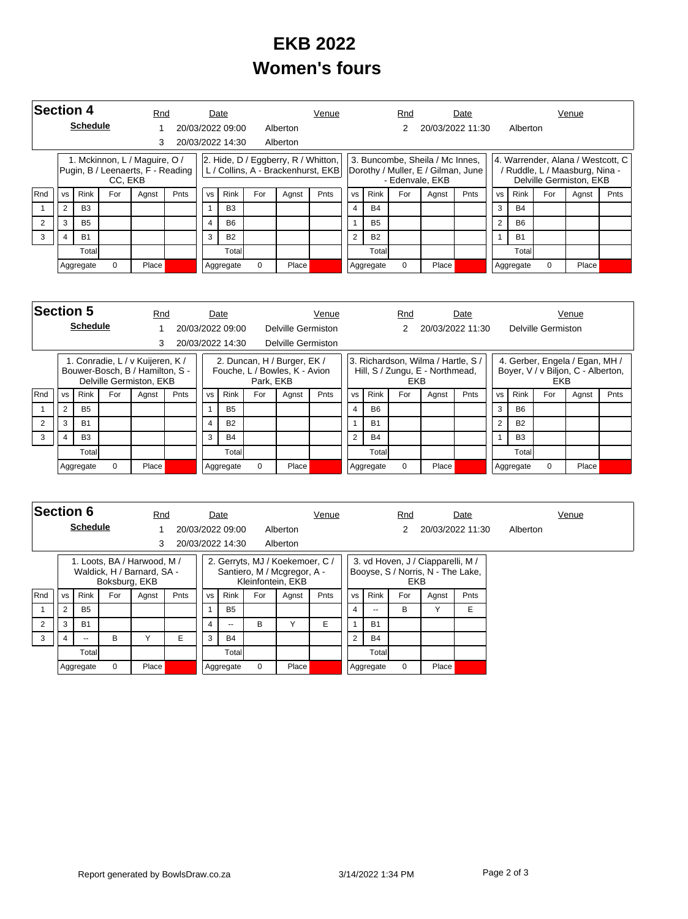# EKB 2022
# Women's fours

## Section 4

**Schedule**

| Rnd | Date | Venue | Rnd | Date | Venue |
|---|---|---|---|---|---|
| 1 | 20/03/2022 09:00 | Alberton | 2 | 20/03/2022 11:30 | Alberton |
| 3 | 20/03/2022 14:30 | Alberton | | | |

**1. Mckinnon, L / Maguire, O / Pugin, B / Leenaerts, F - Reading CC, EKB**

| Rnd | vs | Rink | For | Agnst | Pnts |
|---|---|---|---|---|---|
| 1 | 2 | B3 | | | |
| 2 | 3 | B5 | | | |
| 3 | 4 | B1 | | | |
| | | Total | | | |
| | Aggregate | 0 | Place | | |

**2. Hide, D / Eggberry, R / Whitton, L / Collins, A - Brackenhurst, EKB**

| Rnd | vs | Rink | For | Agnst | Pnts |
|---|---|---|---|---|---|
| 1 | 1 | B3 | | | |
| 2 | 4 | B6 | | | |
| 3 | 3 | B2 | | | |
| | | Total | | | |
| | Aggregate | 0 | Place | | |

**3. Buncombe, Sheila / Mc Innes, Dorothy / Muller, E / Gilman, June - Edenvale, EKB**

| Rnd | vs | Rink | For | Agnst | Pnts |
|---|---|---|---|---|---|
| 1 | 4 | B4 | | | |
| 2 | 1 | B5 | | | |
| 3 | 2 | B2 | | | |
| | | Total | | | |
| | Aggregate | 0 | Place | | |

**4. Warrender, Alana / Westcott, C / Ruddle, L / Maasburg, Nina - Delville Germiston, EKB**

| Rnd | vs | Rink | For | Agnst | Pnts |
|---|---|---|---|---|---|
| 1 | 3 | B4 | | | |
| 2 | 2 | B6 | | | |
| 3 | 1 | B1 | | | |
| | | Total | | | |
| | Aggregate | 0 | Place | | |

## Section 5

**Schedule**

| Rnd | Date | Venue | Rnd | Date | Venue |
|---|---|---|---|---|---|
| 1 | 20/03/2022 09:00 | Delville Germiston | 2 | 20/03/2022 11:30 | Delville Germiston |
| 3 | 20/03/2022 14:30 | Delville Germiston | | | |

**1. Conradie, L / v Kuijeren, K / Bouwer-Bosch, B / Hamilton, S - Delville Germiston, EKB**

| Rnd | vs | Rink | For | Agnst | Pnts |
|---|---|---|---|---|---|
| 1 | 2 | B5 | | | |
| 2 | 3 | B1 | | | |
| 3 | 4 | B3 | | | |
| | | Total | | | |
| | Aggregate | 0 | Place | | |

**2. Duncan, H / Burger, EK / Fouche, L / Bowles, K - Avion Park, EKB**

| Rnd | vs | Rink | For | Agnst | Pnts |
|---|---|---|---|---|---|
| 1 | 1 | B5 | | | |
| 2 | 4 | B2 | | | |
| 3 | 3 | B4 | | | |
| | | Total | | | |
| | Aggregate | 0 | Place | | |

**3. Richardson, Wilma / Hartle, S / Hill, S / Zungu, E - Northmead, EKB**

| Rnd | vs | Rink | For | Agnst | Pnts |
|---|---|---|---|---|---|
| 1 | 4 | B6 | | | |
| 2 | 1 | B1 | | | |
| 3 | 2 | B4 | | | |
| | | Total | | | |
| | Aggregate | 0 | Place | | |

**4. Gerber, Engela / Egan, MH / Boyer, V / v Biljon, C - Alberton, EKB**

| Rnd | vs | Rink | For | Agnst | Pnts |
|---|---|---|---|---|---|
| 1 | 3 | B6 | | | |
| 2 | 2 | B2 | | | |
| 3 | 1 | B3 | | | |
| | | Total | | | |
| | Aggregate | 0 | Place | | |

## Section 6

**Schedule**

| Rnd | Date | Venue | Rnd | Date | Venue |
|---|---|---|---|---|---|
| 1 | 20/03/2022 09:00 | Alberton | 2 | 20/03/2022 11:30 | Alberton |
| 3 | 20/03/2022 14:30 | Alberton | | | |

**1. Loots, BA / Harwood, M / Waldick, H / Barnard, SA - Boksburg, EKB**

| Rnd | vs | Rink | For | Agnst | Pnts |
|---|---|---|---|---|---|
| 1 | 2 | B5 | | | |
| 2 | 3 | B1 | | | |
| 3 | 4 | -- | B | Y | E |
| | | Total | | | |
| | Aggregate | 0 | Place | | |

**2. Gerryts, MJ / Koekemoer, C / Santiero, M / Mcgregor, A - Kleinfontein, EKB**

| Rnd | vs | Rink | For | Agnst | Pnts |
|---|---|---|---|---|---|
| 1 | 1 | B5 | | | |
| 2 | 4 | -- | B | Y | E |
| 3 | 3 | B4 | | | |
| | | Total | | | |
| | Aggregate | 0 | Place | | |

**3. vd Hoven, J / Ciapparelli, M / Booyse, S / Norris, N - The Lake, EKB**

| Rnd | vs | Rink | For | Agnst | Pnts |
|---|---|---|---|---|---|
| 1 | 4 | -- | B | Y | E |
| 2 | 1 | B1 | | | |
| 3 | 2 | B4 | | | |
| | | Total | | | |
| | Aggregate | 0 | Place | | |

Report generated by BowlsDraw.co.za 3/14/2022 1:34 PM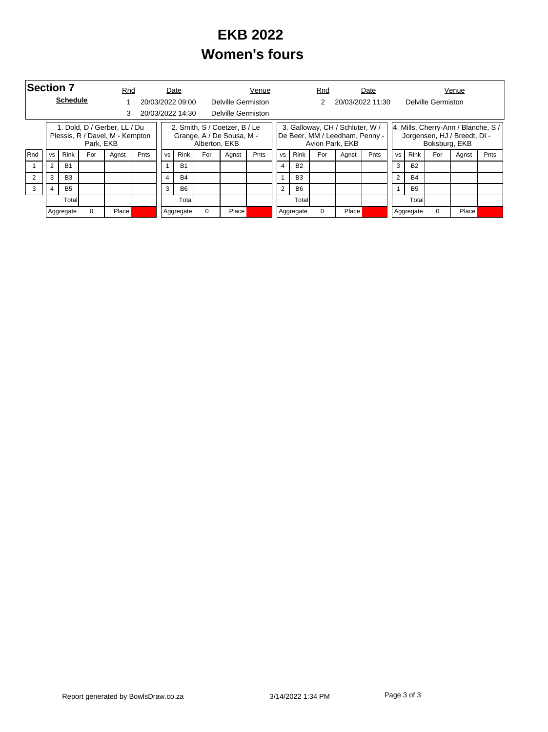# EKB 2022
# Women's fours

## Section 7

**Schedule**

| Rnd | Date | Venue | Rnd | Date | Venue |
|---|---|---|---|---|---|
| 1 | 20/03/2022 09:00 | Delville Germiston | 2 | 20/03/2022 11:30 | Delville Germiston |
| 3 | 20/03/2022 14:30 | Delville Germiston | | | |

| | 1. Dold, D / Gerber, LL / Du Plessis, R / Davel, M - Kempton Park, EKB | | | | | 2. Smith, S / Coetzer, B / Le Grange, A / De Sousa, M - Alberton, EKB | | | | | 3. Galloway, CH / Schluter, W / De Beer, MM / Leedham, Penny - Avion Park, EKB | | | | | 4. Mills, Cherry-Ann / Blanche, S / Jorgensen, HJ / Breedt, DI - Boksburg, EKB | | | | |
|---|---|---|---|---|---|---|---|---|---|---|---|---|---|---|---|---|---|---|---|---|
| Rnd | vs | Rink | For | Agnst | Pnts | vs | Rink | For | Agnst | Pnts | vs | Rink | For | Agnst | Pnts | vs | Rink | For | Agnst | Pnts |
| 1 | 2 | B1 | | | | 1 | B1 | | | | 4 | B2 | | | | 3 | B2 | | | |
| 2 | 3 | B3 | | | | 4 | B4 | | | | 1 | B3 | | | | 2 | B4 | | | |
| 3 | 4 | B5 | | | | 3 | B6 | | | | 2 | B6 | | | | 1 | B5 | | | |
| | | Total | | | | | Total | | | | | Total | | | | | Total | | | |
| | Aggregate | | 0 | Place | | Aggregate | | 0 | Place | | Aggregate | | 0 | Place | | Aggregate | | 0 | Place | |

Report generated by BowlsDraw.co.za 3/14/2022 1:34 PM